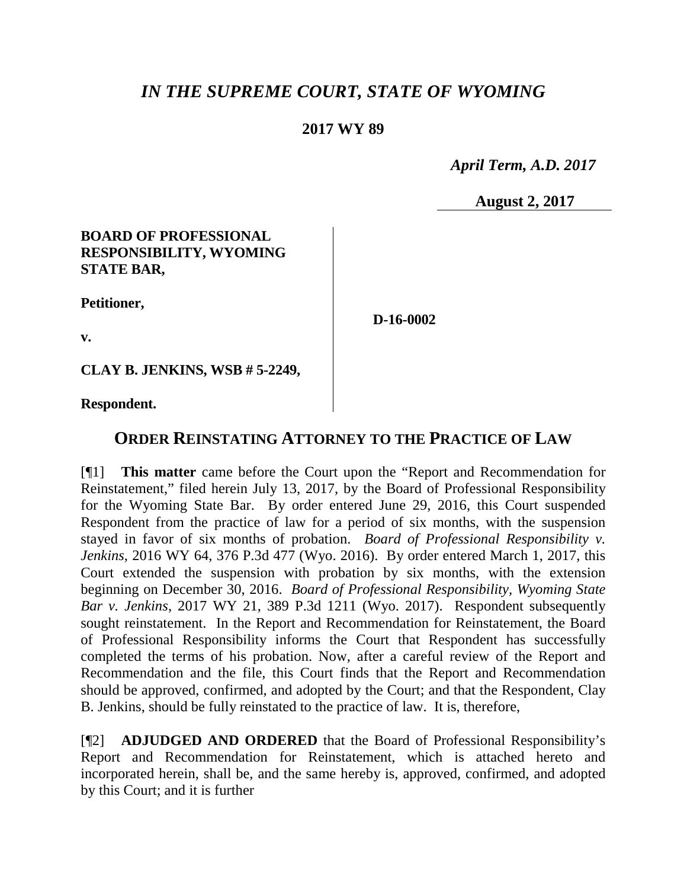# *IN THE SUPREME COURT, STATE OF WYOMING*

**2017 WY 89**

*April Term, A.D. 2017*

**August 2, 2017**

| | |
|---|---|
| **BOARD OF PROFESSIONAL RESPONSIBILITY, WYOMING STATE BAR,**<br><br>**Petitioner,**<br><br>**v.**<br><br>**CLAY B. JENKINS, WSB # 5-2249,**<br><br>**Respondent.** | **D-16-0002** |

## ORDER REINSTATING ATTORNEY TO THE PRACTICE OF LAW

[¶1] **This matter** came before the Court upon the "Report and Recommendation for Reinstatement," filed herein July 13, 2017, by the Board of Professional Responsibility for the Wyoming State Bar. By order entered June 29, 2016, this Court suspended Respondent from the practice of law for a period of six months, with the suspension stayed in favor of six months of probation. *Board of Professional Responsibility v. Jenkins*, 2016 WY 64, 376 P.3d 477 (Wyo. 2016). By order entered March 1, 2017, this Court extended the suspension with probation by six months, with the extension beginning on December 30, 2016. *Board of Professional Responsibility, Wyoming State Bar v. Jenkins*, 2017 WY 21, 389 P.3d 1211 (Wyo. 2017). Respondent subsequently sought reinstatement. In the Report and Recommendation for Reinstatement, the Board of Professional Responsibility informs the Court that Respondent has successfully completed the terms of his probation. Now, after a careful review of the Report and Recommendation and the file, this Court finds that the Report and Recommendation should be approved, confirmed, and adopted by the Court; and that the Respondent, Clay B. Jenkins, should be fully reinstated to the practice of law. It is, therefore,

[¶2] **ADJUDGED AND ORDERED** that the Board of Professional Responsibility's Report and Recommendation for Reinstatement, which is attached hereto and incorporated herein, shall be, and the same hereby is, approved, confirmed, and adopted by this Court; and it is further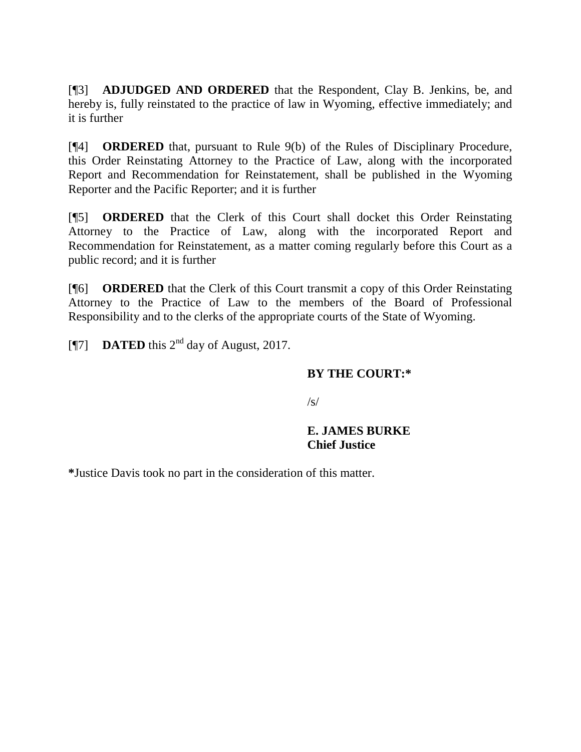[¶3] **ADJUDGED AND ORDERED** that the Respondent, Clay B. Jenkins, be, and hereby is, fully reinstated to the practice of law in Wyoming, effective immediately; and it is further

[¶4] **ORDERED** that, pursuant to Rule 9(b) of the Rules of Disciplinary Procedure, this Order Reinstating Attorney to the Practice of Law, along with the incorporated Report and Recommendation for Reinstatement, shall be published in the Wyoming Reporter and the Pacific Reporter; and it is further

[¶5] **ORDERED** that the Clerk of this Court shall docket this Order Reinstating Attorney to the Practice of Law, along with the incorporated Report and Recommendation for Reinstatement, as a matter coming regularly before this Court as a public record; and it is further

[¶6] **ORDERED** that the Clerk of this Court transmit a copy of this Order Reinstating Attorney to the Practice of Law to the members of the Board of Professional Responsibility and to the clerks of the appropriate courts of the State of Wyoming.

[¶7] **DATED** this 2nd day of August, 2017.

**BY THE COURT:***

/s/

**E. JAMES BURKE**
**Chief Justice**

***Justice Davis took no part in the consideration of this matter.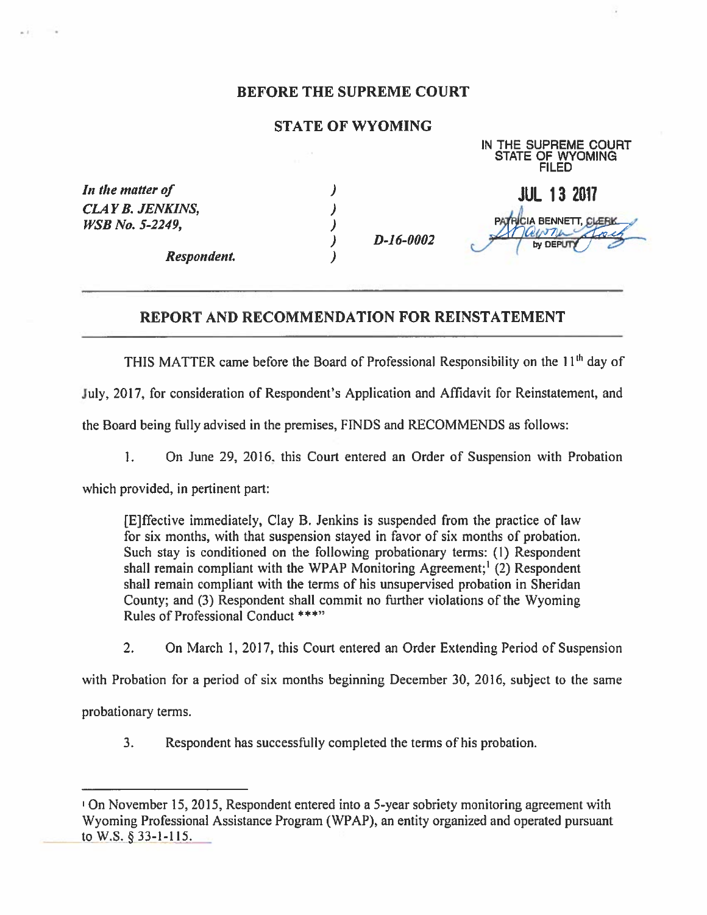**BEFORE THE SUPREME COURT**

**STATE OF WYOMING**

IN THE SUPREME COURT
STATE OF WYOMING
FILED

JUL 13 2017

PATRICIA BENNETT, CLERK
by DEPUTY

*In the matter of*
*CLAY B. JENKINS,*
*WSB No. 5-2249,*

*Respondent.*

*D-16-0002*

## REPORT AND RECOMMENDATION FOR REINSTATEMENT

THIS MATTER came before the Board of Professional Responsibility on the 11th day of July, 2017, for consideration of Respondent's Application and Affidavit for Reinstatement, and the Board being fully advised in the premises, FINDS and RECOMMENDS as follows:

1. On June 29, 2016, this Court entered an Order of Suspension with Probation which provided, in pertinent part:

> [E]ffective immediately, Clay B. Jenkins is suspended from the practice of law for six months, with that suspension stayed in favor of six months of probation. Such stay is conditioned on the following probationary terms: (1) Respondent shall remain compliant with the WPAP Monitoring Agreement;[1] (2) Respondent shall remain compliant with the terms of his unsupervised probation in Sheridan County; and (3) Respondent shall commit no further violations of the Wyoming Rules of Professional Conduct \*\*\*"

2. On March 1, 2017, this Court entered an Order Extending Period of Suspension with Probation for a period of six months beginning December 30, 2016, subject to the same probationary terms.

3. Respondent has successfully completed the terms of his probation.

---

[1] On November 15, 2015, Respondent entered into a 5-year sobriety monitoring agreement with Wyoming Professional Assistance Program (WPAP), an entity organized and operated pursuant to W.S. § 33-1-115.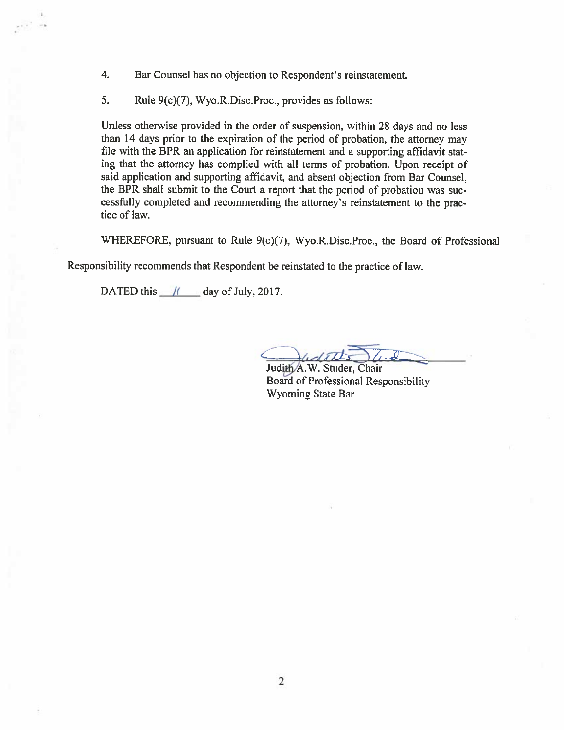4. Bar Counsel has no objection to Respondent's reinstatement.

5. Rule 9(c)(7), Wyo.R.Disc.Proc., provides as follows:

Unless otherwise provided in the order of suspension, within 28 days and no less than 14 days prior to the expiration of the period of probation, the attorney may file with the BPR an application for reinstatement and a supporting affidavit stating that the attorney has complied with all terms of probation. Upon receipt of said application and supporting affidavit, and absent objection from Bar Counsel, the BPR shall submit to the Court a report that the period of probation was successfully completed and recommending the attorney's reinstatement to the practice of law.

WHEREFORE, pursuant to Rule 9(c)(7), Wyo.R.Disc.Proc., the Board of Professional Responsibility recommends that Respondent be reinstated to the practice of law.

DATED this 11 day of July, 2017.

Judith A.W. Studer, Chair
Board of Professional Responsibility
Wyoming State Bar